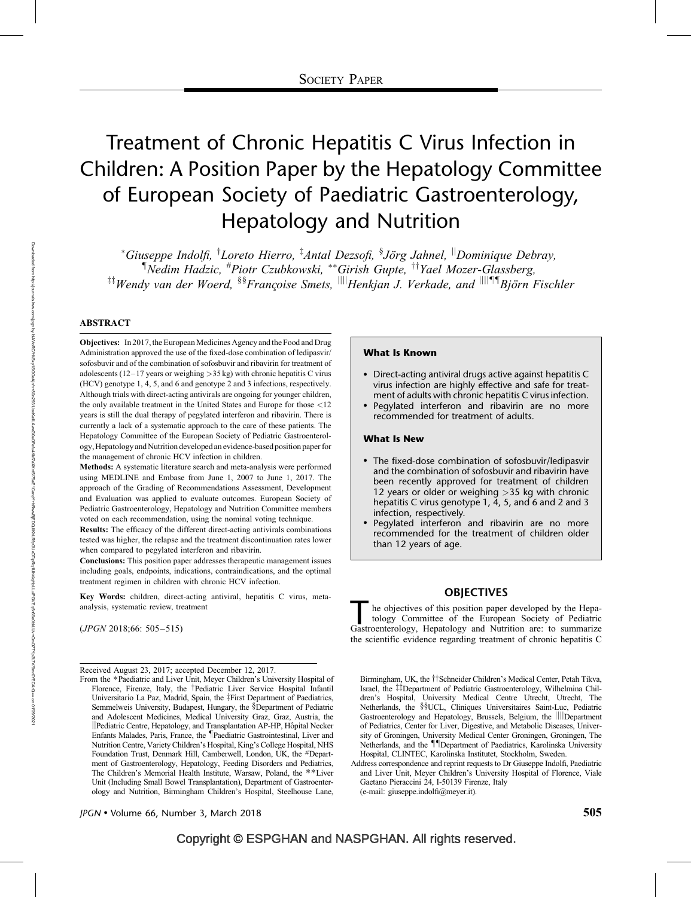Society Paper

# Treatment of Chronic Hepatitis C Virus Infection in Children: A Position Paper by the Hepatology Committee of European Society of Paediatric Gastroenterology, Hepatology and Nutrition

[*]*Giuseppe Indolfi*, [†]*Loreto Hierro*, [‡]*Antal Dezsofi*, [§]*Jörg Jahnel*, [||]*Dominique Debray*, [¶]*Nedim Hadzic*, [#]*Piotr Czubkowski*, [**]*Girish Gupte*, [††]*Yael Mozer-Glassberg*, [‡‡]*Wendy van der Woerd*, [§§]*Françoise Smets*, [||||]*Henkjan J. Verkade, and* [||||¶¶]*Björn Fischler*

## ABSTRACT

**Objectives:** In 2017, the European Medicines Agency and the Food and Drug Administration approved the use of the fixed-dose combination of ledipasvir/sofosbuvir and of the combination of sofosbuvir and ribavirin for treatment of adolescents (12–17 years or weighing >35 kg) with chronic hepatitis C virus (HCV) genotype 1, 4, 5, and 6 and genotype 2 and 3 infections, respectively. Although trials with direct-acting antivirals are ongoing for younger children, the only available treatment in the United States and Europe for those <12 years is still the dual therapy of pegylated interferon and ribavirin. There is currently a lack of a systematic approach to the care of these patients. The Hepatology Committee of the European Society of Pediatric Gastroenterology, Hepatology and Nutrition developed an evidence-based position paper for the management of chronic HCV infection in children.

**Methods:** A systematic literature search and meta-analysis were performed using MEDLINE and Embase from June 1, 2007 to June 1, 2017. The approach of the Grading of Recommendations Assessment, Development and Evaluation was applied to evaluate outcomes. European Society of Pediatric Gastroenterology, Hepatology and Nutrition Committee members voted on each recommendation, using the nominal voting technique.

**Results:** The efficacy of the different direct-acting antivirals combinations tested was higher, the relapse and the treatment discontinuation rates lower when compared to pegylated interferon and ribavirin.

**Conclusions:** This position paper addresses therapeutic management issues including goals, endpoints, indications, contraindications, and the optimal treatment regimen in children with chronic HCV infection.

**Key Words:** children, direct-acting antiviral, hepatitis C virus, meta-analysis, systematic review, treatment

(*JPGN* 2018;66: 505–515)

### What Is Known

- Direct-acting antiviral drugs active against hepatitis C virus infection are highly effective and safe for treatment of adults with chronic hepatitis C virus infection.
- Pegylated interferon and ribavirin are no more recommended for treatment of adults.

### What Is New

- The fixed-dose combination of sofosbuvir/ledipasvir and the combination of sofosbuvir and ribavirin have been recently approved for treatment of children 12 years or older or weighing >35 kg with chronic hepatitis C virus genotype 1, 4, 5, and 6 and 2 and 3 infection, respectively.
- Pegylated interferon and ribavirin are no more recommended for the treatment of children older than 12 years of age.

## OBJECTIVES

The objectives of this position paper developed by the Hepatology Committee of the European Society of Pediatric Gastroenterology, Hepatology and Nutrition are: to summarize the scientific evidence regarding treatment of chronic hepatitis C

Received August 23, 2017; accepted December 12, 2017.

From the *Paediatric and Liver Unit, Meyer Children's University Hospital of Florence, Firenze, Italy, the †Pediatric Liver Service Hospital Infantil Universitario La Paz, Madrid, Spain, the ‡First Department of Paediatrics, Semmelweis University, Budapest, Hungary, the §Department of Pediatric and Adolescent Medicines, Medical University Graz, Graz, Austria, the ||Pediatric Centre, Hepatology, and Transplantation AP-HP, Hôpital Necker Enfants Malades, Paris, France, the ¶Paediatric Gastrointestinal, Liver and Nutrition Centre, Variety Children's Hospital, King's College Hospital, NHS Foundation Trust, Denmark Hill, Camberwell, London, UK, the #Department of Gastroenterology, Hepatology, Feeding Disorders and Pediatrics, The Children's Memorial Health Institute, Warsaw, Poland, the **Liver Unit (Including Small Bowel Transplantation), Department of Gastroenterology and Nutrition, Birmingham Children's Hospital, Steelhouse Lane, Birmingham, UK, the ††Schneider Children's Medical Center, Petah Tikva, Israel, the ‡‡Department of Pediatric Gastroenterology, Wilhelmina Children's Hospital, University Medical Centre Utrecht, Utrecht, The Netherlands, the §§UCL, Cliniques Universitaires Saint-Luc, Pediatric Gastroenterology and Hepatology, Brussels, Belgium, the ||||Department of Pediatrics, Center for Liver, Digestive, and Metabolic Diseases, University of Groningen, University Medical Center Groningen, Groningen, The Netherlands, and the ¶¶Department of Paediatrics, Karolinska University Hospital, CLINTEC, Karolinska Institutet, Stockholm, Sweden.

Address correspondence and reprint requests to Dr Giuseppe Indolfi, Paediatric and Liver Unit, Meyer Children's University Hospital of Florence, Viale Gaetano Pieraccini 24, I-50139 Firenze, Italy (e-mail: giuseppe.indolfi@meyer.it).

Copyright © ESPGHAN and NASPGHAN. All rights reserved.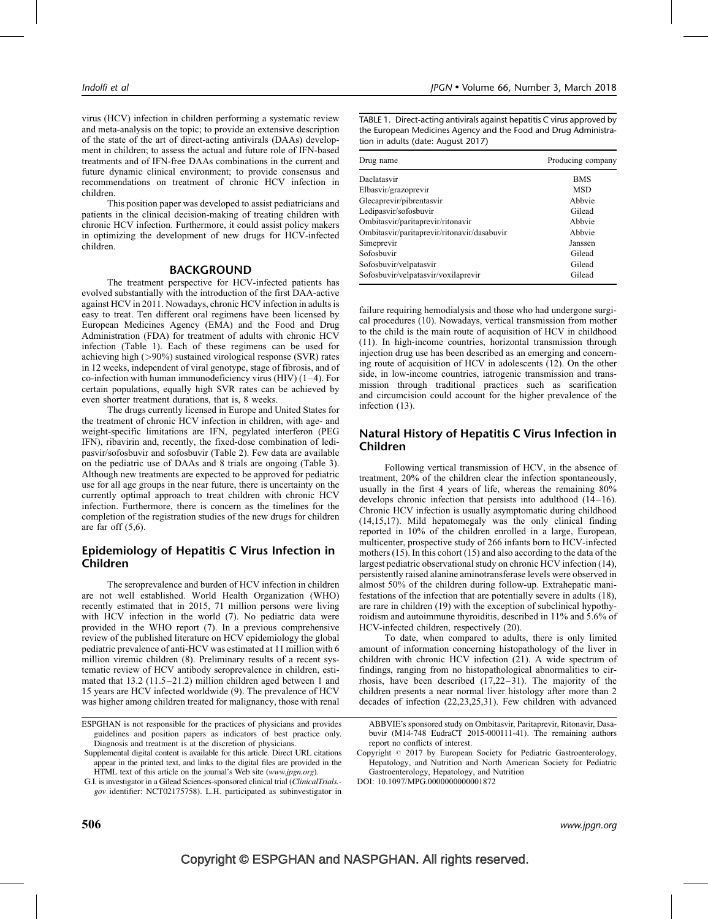virus (HCV) infection in children performing a systematic review and meta-analysis on the topic; to provide an extensive description of the state of the art of direct-acting antivirals (DAAs) development in children; to assess the actual and future role of IFN-based treatments and of IFN-free DAAs combinations in the current and future dynamic clinical environment; to provide consensus and recommendations on treatment of chronic HCV infection in children.

This position paper was developed to assist pediatricians and patients in the clinical decision-making of treating children with chronic HCV infection. Furthermore, it could assist policy makers in optimizing the development of new drugs for HCV-infected children.

## BACKGROUND

The treatment perspective for HCV-infected patients has evolved substantially with the introduction of the first DAA-active against HCV in 2011. Nowadays, chronic HCV infection in adults is easy to treat. Ten different oral regimens have been licensed by European Medicines Agency (EMA) and the Food and Drug Administration (FDA) for treatment of adults with chronic HCV infection (Table 1). Each of these regimens can be used for achieving high (>90%) sustained virological response (SVR) rates in 12 weeks, independent of viral genotype, stage of fibrosis, and of co-infection with human immunodeficiency virus (HIV) (1–4). For certain populations, equally high SVR rates can be achieved by even shorter treatment durations, that is, 8 weeks.

The drugs currently licensed in Europe and United States for the treatment of chronic HCV infection in children, with age- and weight-specific limitations are IFN, pegylated interferon (PEG IFN), ribavirin and, recently, the fixed-dose combination of ledipasvir/sofosbuvir and sofosbuvir (Table 2). Few data are available on the pediatric use of DAAs and 8 trials are ongoing (Table 3). Although new treatments are expected to be approved for pediatric use for all age groups in the near future, there is uncertainty on the currently optimal approach to treat children with chronic HCV infection. Furthermore, there is concern as the timelines for the completion of the registration studies of the new drugs for children are far off (5,6).

### Epidemiology of Hepatitis C Virus Infection in Children

The seroprevalence and burden of HCV infection in children are not well established. World Health Organization (WHO) recently estimated that in 2015, 71 million persons were living with HCV infection in the world (7). No pediatric data were provided in the WHO report (7). In a previous comprehensive review of the published literature on HCV epidemiology the global pediatric prevalence of anti-HCV was estimated at 11 million with 6 million viremic children (8). Preliminary results of a recent systematic review of HCV antibody seroprevalence in children, estimated that 13.2 (11.5–21.2) million children aged between 1 and 15 years are HCV infected worldwide (9). The prevalence of HCV was higher among children treated for malignancy, those with renal failure requiring hemodialysis and those who had undergone surgical procedures (10). Nowadays, vertical transmission from mother to the child is the main route of acquisition of HCV in childhood (11). In high-income countries, horizontal transmission through injection drug use has been described as an emerging and concerning route of acquisition of HCV in adolescents (12). On the other side, in low-income countries, iatrogenic transmission and transmission through traditional practices such as scarification and circumcision could account for the higher prevalence of the infection (13).

TABLE 1. Direct-acting antivirals against hepatitis C virus approved by the European Medicines Agency and the Food and Drug Administration in adults (date: August 2017)

| Drug name | Producing company |
|---|---|
| Daclatasvir | BMS |
| Elbasvir/grazoprevir | MSD |
| Glecaprevir/pibrentasvir | Abbvie |
| Ledipasvir/sofosbuvir | Gilead |
| Ombitasvir/paritaprevir/ritonavir | Abbvie |
| Ombitasvir/paritaprevir/ritonavir/dasabuvir | Abbvie |
| Simeprevir | Janssen |
| Sofosbuvir | Gilead |
| Sofosbuvir/velpatasvir | Gilead |
| Sofosbuvir/velpatasvir/voxilaprevir | Gilead |

### Natural History of Hepatitis C Virus Infection in Children

Following vertical transmission of HCV, in the absence of treatment, 20% of the children clear the infection spontaneously, usually in the first 4 years of life, whereas the remaining 80% develops chronic infection that persists into adulthood (14–16). Chronic HCV infection is usually asymptomatic during childhood (14,15,17). Mild hepatomegaly was the only clinical finding reported in 10% of the children enrolled in a large, European, multicenter, prospective study of 266 infants born to HCV-infected mothers (15). In this cohort (15) and also according to the data of the largest pediatric observational study on chronic HCV infection (14), persistently raised alanine aminotransferase levels were observed in almost 50% of the children during follow-up. Extrahepatic manifestations of the infection that are potentially severe in adults (18), are rare in children (19) with the exception of subclinical hypothyroidism and autoimmune thyroiditis, described in 11% and 5.6% of HCV-infected children, respectively (20).

To date, when compared to adults, there is only limited amount of information concerning histopathology of the liver in children with chronic HCV infection (21). A wide spectrum of findings, ranging from no histopathological abnormalities to cirrhosis, have been described (17,22–31). The majority of the children presents a near normal liver histology after more than 2 decades of infection (22,23,25,31). Few children with advanced

ESPGHAN is not responsible for the practices of physicians and provides guidelines and position papers as indicators of best practice only. Diagnosis and treatment is at the discretion of physicians.

Supplemental digital content is available for this article. Direct URL citations appear in the printed text, and links to the digital files are provided in the HTML text of this article on the journal's Web site (*www.jpgn.org*).

G.I. is investigator in a Gilead Sciences-sponsored clinical trial (*ClinicalTrials.gov* identifier: NCT02175758). L.H. participated as subinvestigator in ABBVIE's sponsored study on Ombitasvir, Paritaprevir, Ritonavir, Dasabuvir (M14-748 EudraCT 2015-000111-41). The remaining authors report no conflicts of interest.

Copyright © 2017 by European Society for Pediatric Gastroenterology, Hepatology, and Nutrition and North American Society for Pediatric Gastroenterology, Hepatology, and Nutrition

DOI: 10.1097/MPG.0000000000001872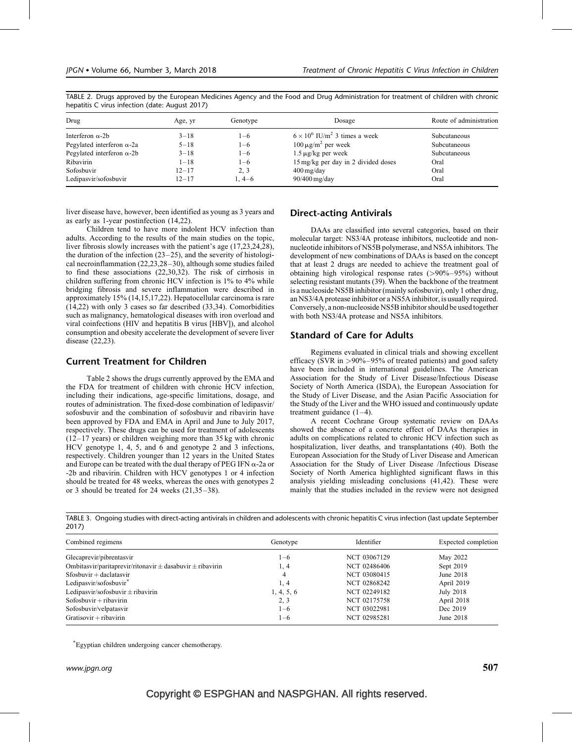TABLE 2. Drugs approved by the European Medicines Agency and the Food and Drug Administration for treatment of children with chronic hepatitis C virus infection (date: August 2017)

| Drug | Age, yr | Genotype | Dosage | Route of administration |
|---|---|---|---|---|
| Interferon α-2b | 3–18 | 1–6 | $6 \times 10^6$ IU/m$^2$ 3 times a week | Subcutaneous |
| Pegylated interferon α-2a | 5–18 | 1–6 | 100 μg/m$^2$ per week | Subcutaneous |
| Pegylated interferon α-2b | 3–18 | 1–6 | 1.5 μg/kg per week | Subcutaneous |
| Ribavirin | 1–18 | 1–6 | 15 mg/kg per day in 2 divided doses | Oral |
| Sofosbuvir | 12–17 | 2, 3 | 400 mg/day | Oral |
| Ledipasvir/sofosbuvir | 12–17 | 1, 4–6 | 90/400 mg/day | Oral |

liver disease have, however, been identified as young as 3 years and as early as 1-year postinfection (14,22).

Children tend to have more indolent HCV infection than adults. According to the results of the main studies on the topic, liver fibrosis slowly increases with the patient's age (17,23,24,28), the duration of the infection (23–25), and the severity of histological necroinflammation (22,23,28–30), although some studies failed to find these associations (22,30,32). The risk of cirrhosis in children suffering from chronic HCV infection is 1% to 4% while bridging fibrosis and severe inflammation were described in approximately 15% (14,15,17,22). Hepatocellular carcinoma is rare (14,22) with only 3 cases so far described (33,34). Comorbidities such as malignancy, hematological diseases with iron overload and viral coinfections (HIV and hepatitis B virus [HBV]), and alcohol consumption and obesity accelerate the development of severe liver disease (22,23).

## Current Treatment for Children

Table 2 shows the drugs currently approved by the EMA and the FDA for treatment of children with chronic HCV infection, including their indications, age-specific limitations, dosage, and routes of administration. The fixed-dose combination of ledipasvir/sofosbuvir and the combination of sofosbuvir and ribavirin have been approved by FDA and EMA in April and June to July 2017, respectively. These drugs can be used for treatment of adolescents (12–17 years) or children weighing more than 35 kg with chronic HCV genotype 1, 4, 5, and 6 and genotype 2 and 3 infections, respectively. Children younger than 12 years in the United States and Europe can be treated with the dual therapy of PEG IFN α-2a or -2b and ribavirin. Children with HCV genotypes 1 or 4 infection should be treated for 48 weeks, whereas the ones with genotypes 2 or 3 should be treated for 24 weeks (21,35–38).

## Direct-acting Antivirals

DAAs are classified into several categories, based on their molecular target: NS3/4A protease inhibitors, nucleotide and non-nucleotide inhibitors of NS5B polymerase, and NS5A inhibitors. The development of new combinations of DAAs is based on the concept that at least 2 drugs are needed to achieve the treatment goal of obtaining high virological response rates (>90%–95%) without selecting resistant mutants (39). When the backbone of the treatment is a nucleoside NS5B inhibitor (mainly sofosbuvir), only 1 other drug, an NS3/4A protease inhibitor or a NS5A inhibitor, is usually required. Conversely, a non-nucleoside NS5B inhibitor should be used together with both NS3/4A protease and NS5A inhibitors.

## Standard of Care for Adults

Regimens evaluated in clinical trials and showing excellent efficacy (SVR in >90%–95% of treated patients) and good safety have been included in international guidelines. The American Association for the Study of Liver Disease/Infectious Disease Society of North America (ISDA), the European Association for the Study of Liver Disease, and the Asian Pacific Association for the Study of the Liver and the WHO issued and continuously update treatment guidance (1–4).

A recent Cochrane Group systematic review on DAAs showed the absence of a concrete effect of DAAs therapies in adults on complications related to chronic HCV infection such as hospitalization, liver deaths, and transplantations (40). Both the European Association for the Study of Liver Disease and American Association for the Study of Liver Disease /Infectious Disease Society of North America highlighted significant flaws in this analysis yielding misleading conclusions (41,42). These were mainly that the studies included in the review were not designed

TABLE 3. Ongoing studies with direct-acting antivirals in children and adolescents with chronic hepatitis C virus infection (last update September 2017)

| Combined regimens | Genotype | Identifier | Expected completion |
|---|---|---|---|
| Glecaprevir/pibrentasvir | 1–6 | NCT 03067129 | May 2022 |
| Ombitasvir/paritaprevir/ritonavir ± dasabuvir ± ribavirin | 1, 4 | NCT 02486406 | Sept 2019 |
| Sfosbuvir + daclatasvir | 4 | NCT 03080415 | June 2018 |
| Ledipasvir/sofosbuvir* | 1, 4 | NCT 02868242 | April 2019 |
| Ledipasvir/sofosbuvir ± ribavirin | 1, 4, 5, 6 | NCT 02249182 | July 2018 |
| Sofosbuvir + ribavirin | 2, 3 | NCT 02175758 | April 2018 |
| Sofosbuvir/velpatasvir | 1–6 | NCT 03022981 | Dec 2019 |
| Gratisovir + ribavirin | 1–6 | NCT 02985281 | June 2018 |

*Egyptian children undergoing cancer chemotherapy.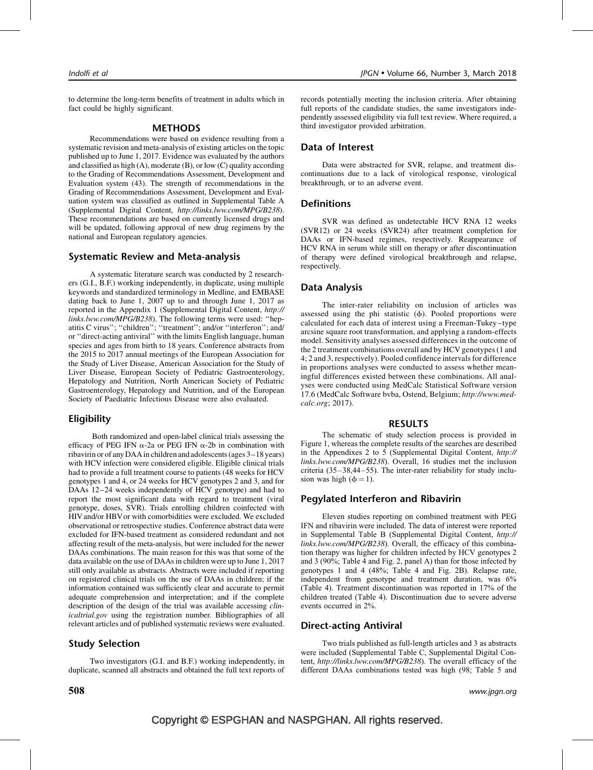to determine the long-term benefits of treatment in adults which in fact could be highly significant.

## METHODS

Recommendations were based on evidence resulting from a systematic revision and meta-analysis of existing articles on the topic published up to June 1, 2017. Evidence was evaluated by the authors and classified as high (A), moderate (B), or low (C) quality according to the Grading of Recommendations Assessment, Development and Evaluation system (43). The strength of recommendations in the Grading of Recommendations Assessment, Development and Evaluation system was classified as outlined in Supplemental Table A (Supplemental Digital Content, *http://links.lww.com/MPG/B238*). These recommendations are based on currently licensed drugs and will be updated, following approval of new drug regimens by the national and European regulatory agencies.

### Systematic Review and Meta-analysis

A systematic literature search was conducted by 2 researchers (G.I., B.F.) working independently, in duplicate, using multiple keywords and standardized terminology in Medline, and EMBASE dating back to June 1, 2007 up to and through June 1, 2017 as reported in the Appendix 1 (Supplemental Digital Content, *http://links.lww.com/MPG/B238*). The following terms were used: "hepatitis C virus"; "children"; "treatment"; and/or "interferon"; and/or "direct-acting antiviral" with the limits English language, human species and ages from birth to 18 years. Conference abstracts from the 2015 to 2017 annual meetings of the European Association for the Study of Liver Disease, American Association for the Study of Liver Disease, European Society of Pediatric Gastroenterology, Hepatology and Nutrition, North American Society of Pediatric Gastroenterology, Hepatology and Nutrition, and of the European Society of Paediatric Infectious Disease were also evaluated.

### Eligibility

Both randomized and open-label clinical trials assessing the efficacy of PEG IFN α-2a or PEG IFN α-2b in combination with ribavirin or of any DAA in children and adolescents (ages 3–18 years) with HCV infection were considered eligible. Eligible clinical trials had to provide a full treatment course to patients (48 weeks for HCV genotypes 1 and 4, or 24 weeks for HCV genotypes 2 and 3, and for DAAs 12–24 weeks independently of HCV genotype) and had to report the most significant data with regard to treatment (viral genotype, doses, SVR). Trials enrolling children coinfected with HIV and/or HBV or with comorbidities were excluded. We excluded observational or retrospective studies. Conference abstract data were excluded for IFN-based treatment as considered redundant and not affecting result of the meta-analysis, but were included for the newer DAAs combinations. The main reason for this was that some of the data available on the use of DAAs in children were up to June 1, 2017 still only available as abstracts. Abstracts were included if reporting on registered clinical trials on the use of DAAs in children; if the information contained was sufficiently clear and accurate to permit adequate comprehension and interpretation; and if the complete description of the design of the trial was available accessing *clinicaltrial.gov* using the registration number. Bibliographies of all relevant articles and of published systematic reviews were evaluated.

### Study Selection

Two investigators (G.I. and B.F.) working independently, in duplicate, scanned all abstracts and obtained the full text reports of records potentially meeting the inclusion criteria. After obtaining full reports of the candidate studies, the same investigators independently assessed eligibility via full text review. Where required, a third investigator provided arbitration.

### Data of Interest

Data were abstracted for SVR, relapse, and treatment discontinuations due to a lack of virological response, virological breakthrough, or to an adverse event.

### Definitions

SVR was defined as undetectable HCV RNA 12 weeks (SVR12) or 24 weeks (SVR24) after treatment completion for DAAs or IFN-based regimes, respectively. Reappearance of HCV RNA in serum while still on therapy or after discontinuation of therapy were defined virological breakthrough and relapse, respectively.

### Data Analysis

The inter-rater reliability on inclusion of articles was assessed using the phi statistic (ϕ). Pooled proportions were calculated for each data of interest using a Freeman-Tukey–type arcsine square root transformation, and applying a random-effects model. Sensitivity analyses assessed differences in the outcome of the 2 treatment combinations overall and by HCV genotypes (1 and 4; 2 and 3, respectively). Pooled confidence intervals for difference in proportions analyses were conducted to assess whether meaningful differences existed between these combinations. All analyses were conducted using MedCalc Statistical Software version 17.6 (MedCalc Software bvba, Ostend, Belgium; *http://www.medcalc.org*; 2017).

## RESULTS

The schematic of study selection process is provided in Figure 1, whereas the complete results of the searches are described in the Appendixes 2 to 5 (Supplemental Digital Content, *http://links.lww.com/MPG/B238*). Overall, 16 studies met the inclusion criteria (35–38,44–55). The inter-rater reliability for study inclusion was high ($\phi = 1$).

### Pegylated Interferon and Ribavirin

Eleven studies reporting on combined treatment with PEG IFN and ribavirin were included. The data of interest were reported in Supplemental Table B (Supplemental Digital Content, *http://links.lww.com/MPG/B238*). Overall, the efficacy of this combination therapy was higher for children infected by HCV genotypes 2 and 3 (90%; Table 4 and Fig. 2, panel A) than for those infected by genotypes 1 and 4 (48%; Table 4 and Fig. 2B). Relapse rate, independent from genotype and treatment duration, was 6% (Table 4). Treatment discontinuation was reported in 17% of the children treated (Table 4). Discontinuation due to severe adverse events occurred in 2%.

### Direct-acting Antiviral

Two trials published as full-length articles and 3 as abstracts were included (Supplemental Table C, Supplemental Digital Content, *http://links.lww.com/MPG/B238*). The overall efficacy of the different DAAs combinations tested was high (98; Table 5 and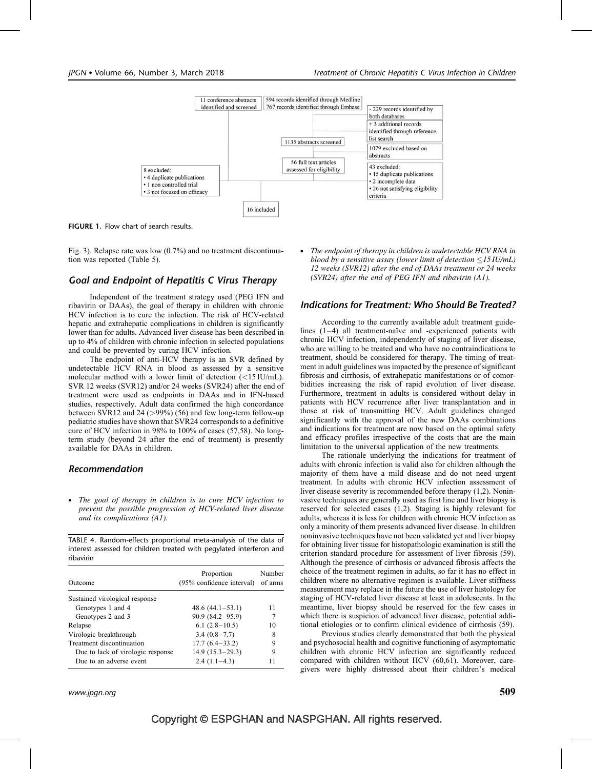11 conference abstracts identified and screened

594 records identified through Medline
767 records identified through Embase

- 229 records identified by both databases

+ 3 additional records identified through reference list search

1135 abstracts screened

1079 excluded based on abstracts

56 full text articles assessed for eligibility

43 excluded:
• 15 duplicate publications
• 2 incomplete data
• 26 not satisfying eligibility criteria

8 excluded:
• 4 duplicate publications
• 1 non controlled trial
• 3 not focused on efficacy

16 included

**FIGURE 1.** Flow chart of search results.

Fig. 3). Relapse rate was low (0.7%) and no treatment discontinuation was reported (Table 5).

## Goal and Endpoint of Hepatitis C Virus Therapy

Independent of the treatment strategy used (PEG IFN and ribavirin or DAAs), the goal of therapy in children with chronic HCV infection is to cure the infection. The risk of HCV-related hepatic and extrahepatic complications in children is significantly lower than for adults. Advanced liver disease has been described in up to 4% of children with chronic infection in selected populations and could be prevented by curing HCV infection.

The endpoint of anti-HCV therapy is an SVR defined by undetectable HCV RNA in blood as assessed by a sensitive molecular method with a lower limit of detection (<15 IU/mL). SVR 12 weeks (SVR12) and/or 24 weeks (SVR24) after the end of treatment were used as endpoints in DAAs and in IFN-based studies, respectively. Adult data confirmed the high concordance between SVR12 and 24 (>99%) (56) and few long-term follow-up pediatric studies have shown that SVR24 corresponds to a definitive cure of HCV infection in 98% to 100% of cases (57,58). No long-term study (beyond 24 after the end of treatment) is presently available for DAAs in children.

## Recommendation

- *The goal of therapy in children is to cure HCV infection to prevent the possible progression of HCV-related liver disease and its complications (A1).*

TABLE 4. Random-effects proportional meta-analysis of the data of interest assessed for children treated with pegylated interferon and ribavirin

| Outcome | Proportion (95% confidence interval) | Number of arms |
|---|---|---|
| Sustained virological response | | |
| Genotypes 1 and 4 | 48.6 (44.1–53.1) | 11 |
| Genotypes 2 and 3 | 90.9 (84.2–95.9) | 7 |
| Relapse | 6.1 (2.8–10.5) | 10 |
| Virologic breakthrough | 3.4 (0,8–7.7) | 8 |
| Treatment discontinuation | 17.7 (6.4–33.2) | 9 |
| Due to lack of virologic response | 14.9 (15.3–29.3) | 9 |
| Due to an adverse event | 2.4 (1.1–4.3) | 11 |

- *The endpoint of therapy in children is undetectable HCV RNA in blood by a sensitive assay (lower limit of detection ≤15 IU/mL) 12 weeks (SVR12) after the end of DAAs treatment or 24 weeks (SVR24) after the end of PEG IFN and ribavirin (A1).*

## Indications for Treatment: Who Should Be Treated?

According to the currently available adult treatment guidelines (1–4) all treatment-naïve and -experienced patients with chronic HCV infection, independently of staging of liver disease, who are willing to be treated and who have no contraindications to treatment, should be considered for therapy. The timing of treatment in adult guidelines was impacted by the presence of significant fibrosis and cirrhosis, of extrahepatic manifestations or of comorbidities increasing the risk of rapid evolution of liver disease. Furthermore, treatment in adults is considered without delay in patients with HCV recurrence after liver transplantation and in those at risk of transmitting HCV. Adult guidelines changed significantly with the approval of the new DAAs combinations and indications for treatment are now based on the optimal safety and efficacy profiles irrespective of the costs that are the main limitation to the universal application of the new treatments.

The rationale underlying the indications for treatment of adults with chronic infection is valid also for children although the majority of them have a mild disease and do not need urgent treatment. In adults with chronic HCV infection assessment of liver disease severity is recommended before therapy (1,2). Noninvasive techniques are generally used as first line and liver biopsy is reserved for selected cases (1,2). Staging is highly relevant for adults, whereas it is less for children with chronic HCV infection as only a minority of them presents advanced liver disease. In children noninvasive techniques have not been validated yet and liver biopsy for obtaining liver tissue for histopathologic examination is still the criterion standard procedure for assessment of liver fibrosis (59). Although the presence of cirrhosis or advanced fibrosis affects the choice of the treatment regimen in adults, so far it has no effect in children where no alternative regimen is available. Liver stiffness measurement may replace in the future the use of liver histology for staging of HCV-related liver disease at least in adolescents. In the meantime, liver biopsy should be reserved for the few cases in which there is suspicion of advanced liver disease, potential additional etiologies or to confirm clinical evidence of cirrhosis (59).

Previous studies clearly demonstrated that both the physical and psychosocial health and cognitive functioning of asymptomatic children with chronic HCV infection are significantly reduced compared with children without HCV (60,61). Moreover, caregivers were highly distressed about their children's medical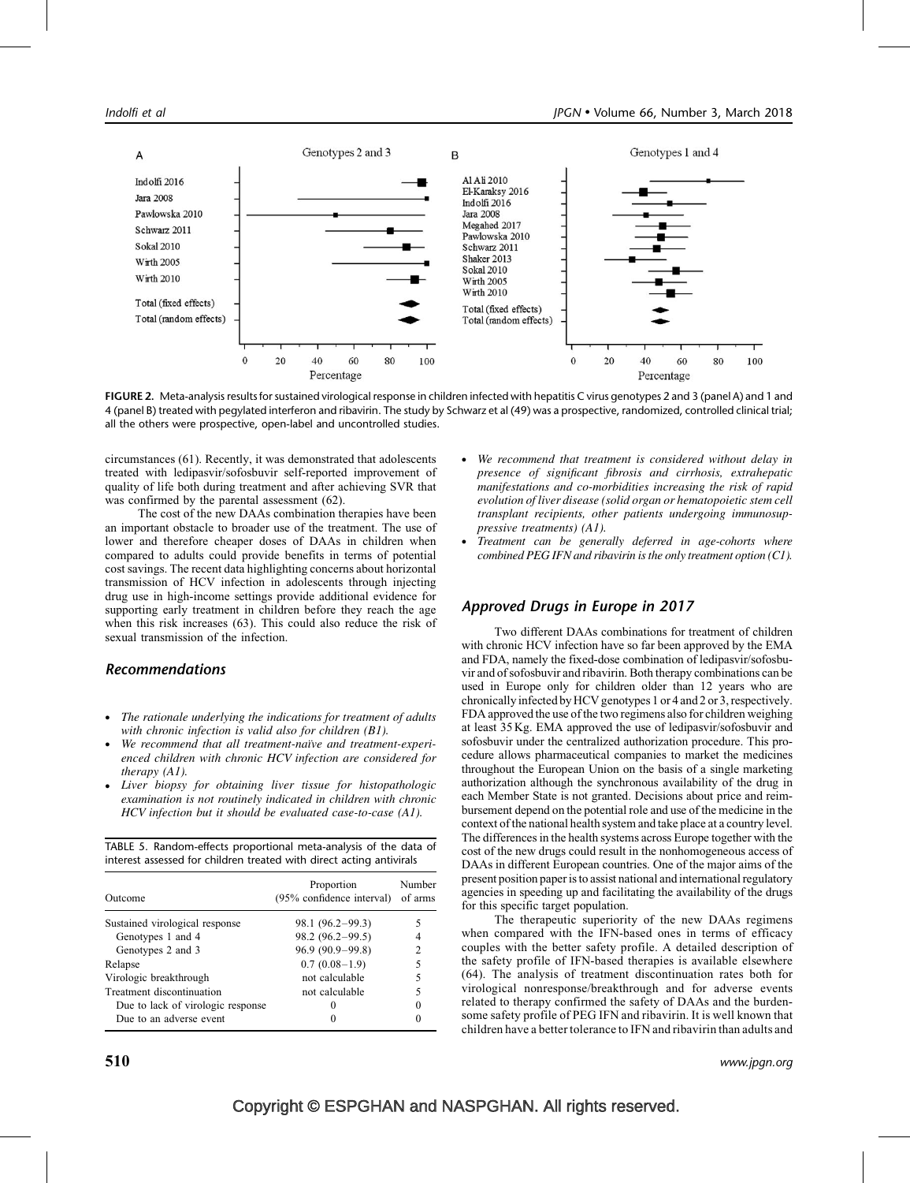A

Genotypes 2 and 3

Indolfi 2016
Jara 2008
Pawlowska 2010
Schwarz 2011
Sokal 2010
Wirth 2005
Wirth 2010
Total (fixed effects)
Total (random effects)

0 20 40 60 80 100
Percentage

B

Genotypes 1 and 4

Al Ali 2010
El-Karaksy 2016
Indolfi 2016
Jara 2008
Megahed 2017
Pawlowska 2010
Schwarz 2011
Shaker 2013
Sokal 2010
Wirth 2005
Wirth 2010
Total (fixed effects)
Total (random effects)

0 20 40 60 80 100
Percentage

**FIGURE 2.** Meta-analysis results for sustained virological response in children infected with hepatitis C virus genotypes 2 and 3 (panel A) and 1 and 4 (panel B) treated with pegylated interferon and ribavirin. The study by Schwarz et al (49) was a prospective, randomized, controlled clinical trial; all the others were prospective, open-label and uncontrolled studies.

circumstances (61). Recently, it was demonstrated that adolescents treated with ledipasvir/sofosbuvir self-reported improvement of quality of life both during treatment and after achieving SVR that was confirmed by the parental assessment (62).

The cost of the new DAAs combination therapies have been an important obstacle to broader use of the treatment. The use of lower and therefore cheaper doses of DAAs in children when compared to adults could provide benefits in terms of potential cost savings. The recent data highlighting concerns about horizontal transmission of HCV infection in adolescents through injecting drug use in high-income settings provide additional evidence for supporting early treatment in children before they reach the age when this risk increases (63). This could also reduce the risk of sexual transmission of the infection.

### Recommendations

- *The rationale underlying the indications for treatment of adults with chronic infection is valid also for children (B1).*
- *We recommend that all treatment-naïve and treatment-experienced children with chronic HCV infection are considered for therapy (A1).*
- *Liver biopsy for obtaining liver tissue for histopathologic examination is not routinely indicated in children with chronic HCV infection but it should be evaluated case-to-case (A1).*
- *We recommend that treatment is considered without delay in presence of significant fibrosis and cirrhosis, extrahepatic manifestations and co-morbidities increasing the risk of rapid evolution of liver disease (solid organ or hematopoietic stem cell transplant recipients, other patients undergoing immunosuppressive treatments) (A1).*
- *Treatment can be generally deferred in age-cohorts where combined PEG IFN and ribavirin is the only treatment option (C1).*

TABLE 5. Random-effects proportional meta-analysis of the data of interest assessed for children treated with direct acting antivirals

| Outcome | Proportion (95% confidence interval) | Number of arms |
|---|---|---|
| Sustained virological response | 98.1 (96.2–99.3) | 5 |
| Genotypes 1 and 4 | 98.2 (96.2–99.5) | 4 |
| Genotypes 2 and 3 | 96.9 (90.9–99.8) | 2 |
| Relapse | 0.7 (0.08–1.9) | 5 |
| Virologic breakthrough | not calculable | 5 |
| Treatment discontinuation | not calculable | 5 |
| Due to lack of virologic response | 0 | 0 |
| Due to an adverse event | 0 | 0 |

### Approved Drugs in Europe in 2017

Two different DAAs combinations for treatment of children with chronic HCV infection have so far been approved by the EMA and FDA, namely the fixed-dose combination of ledipasvir/sofosbuvir and of sofosbuvir and ribavirin. Both therapy combinations can be used in Europe only for children older than 12 years who are chronically infected by HCV genotypes 1 or 4 and 2 or 3, respectively. FDA approved the use of the two regimens also for children weighing at least 35 Kg. EMA approved the use of ledipasvir/sofosbuvir and sofosbuvir under the centralized authorization procedure. This procedure allows pharmaceutical companies to market the medicines throughout the European Union on the basis of a single marketing authorization although the synchronous availability of the drug in each Member State is not granted. Decisions about price and reimbursement depend on the potential role and use of the medicine in the context of the national health system and take place at a country level. The differences in the health systems across Europe together with the cost of the new drugs could result in the nonhomogeneous access of DAAs in different European countries. One of the major aims of the present position paper is to assist national and international regulatory agencies in speeding up and facilitating the availability of the drugs for this specific target population.

The therapeutic superiority of the new DAAs regimens when compared with the IFN-based ones in terms of efficacy couples with the better safety profile. A detailed description of the safety profile of IFN-based therapies is available elsewhere (64). The analysis of treatment discontinuation rates both for virological nonresponse/breakthrough and for adverse events related to therapy confirmed the safety of DAAs and the burdensome safety profile of PEG IFN and ribavirin. It is well known that children have a better tolerance to IFN and ribavirin than adults and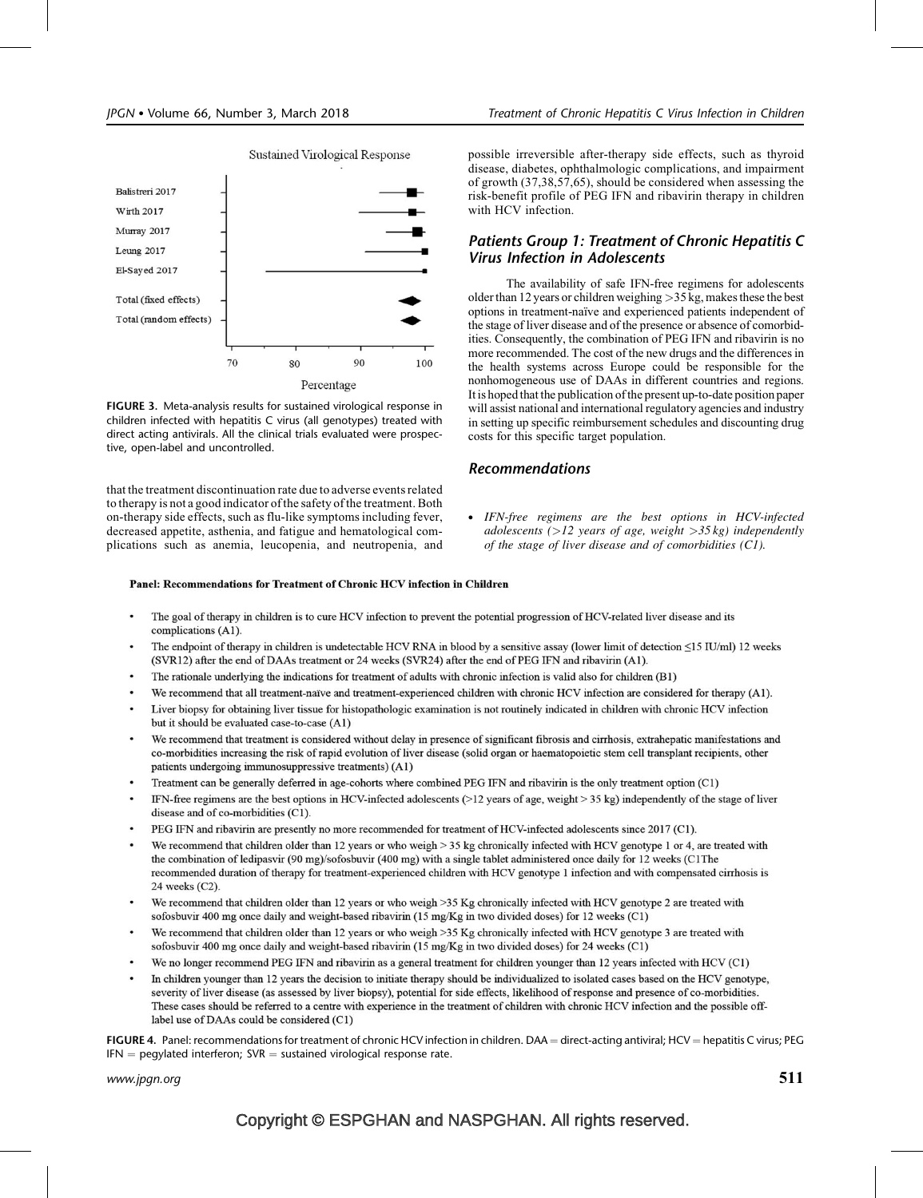Sustained Virological Response

Balistreri 2017

Wirth 2017

Murray 2017

Leung 2017

El-Sayed 2017

Total (fixed effects)

Total (random effects)

70 80 90 100

Percentage

**FIGURE 3.** Meta-analysis results for sustained virological response in children infected with hepatitis C virus (all genotypes) treated with direct acting antivirals. All the clinical trials evaluated were prospective, open-label and uncontrolled.

that the treatment discontinuation rate due to adverse events related to therapy is not a good indicator of the safety of the treatment. Both on-therapy side effects, such as flu-like symptoms including fever, decreased appetite, asthenia, and fatigue and hematological complications such as anemia, leucopenia, and neutropenia, and possible irreversible after-therapy side effects, such as thyroid disease, diabetes, ophthalmologic complications, and impairment of growth (37,38,57,65), should be considered when assessing the risk-benefit profile of PEG IFN and ribavirin therapy in children with HCV infection.

## Patients Group 1: Treatment of Chronic Hepatitis C Virus Infection in Adolescents

The availability of safe IFN-free regimens for adolescents older than 12 years or children weighing >35 kg, makes these the best options in treatment-naïve and experienced patients independent of the stage of liver disease and of the presence or absence of comorbidities. Consequently, the combination of PEG IFN and ribavirin is no more recommended. The cost of the new drugs and the differences in the health systems across Europe could be responsible for the nonhomogeneous use of DAAs in different countries and regions. It is hoped that the publication of the present up-to-date position paper will assist national and international regulatory agencies and industry in setting up specific reimbursement schedules and discounting drug costs for this specific target population.

## Recommendations

- *IFN-free regimens are the best options in HCV-infected adolescents (>12 years of age, weight >35 kg) independently of the stage of liver disease and of comorbidities (C1).*

**Panel: Recommendations for Treatment of Chronic HCV infection in Children**

- The goal of therapy in children is to cure HCV infection to prevent the potential progression of HCV-related liver disease and its complications (A1).
- The endpoint of therapy in children is undetectable HCV RNA in blood by a sensitive assay (lower limit of detection ≤15 IU/ml) 12 weeks (SVR12) after the end of DAAs treatment or 24 weeks (SVR24) after the end of PEG IFN and ribavirin (A1).
- The rationale underlying the indications for treatment of adults with chronic infection is valid also for children (B1)
- We recommend that all treatment-naïve and treatment-experienced children with chronic HCV infection are considered for therapy (A1).
- Liver biopsy for obtaining liver tissue for histopathologic examination is not routinely indicated in children with chronic HCV infection but it should be evaluated case-to-case (A1)
- We recommend that treatment is considered without delay in presence of significant fibrosis and cirrhosis, extrahepatic manifestations and co-morbidities increasing the risk of rapid evolution of liver disease (solid organ or haematopoietic stem cell transplant recipients, other patients undergoing immunosuppressive treatments) (A1)
- Treatment can be generally deferred in age-cohorts where combined PEG IFN and ribavirin is the only treatment option (C1)
- IFN-free regimens are the best options in HCV-infected adolescents (>12 years of age, weight > 35 kg) independently of the stage of liver disease and of co-morbidities (C1).
- PEG IFN and ribavirin are presently no more recommended for treatment of HCV-infected adolescents since 2017 (C1).
- We recommend that children older than 12 years or who weigh > 35 kg chronically infected with HCV genotype 1 or 4, are treated with the combination of ledipasvir (90 mg)/sofosbuvir (400 mg) with a single tablet administered once daily for 12 weeks (C1The recommended duration of therapy for treatment-experienced children with HCV genotype 1 infection and with compensated cirrhosis is 24 weeks (C2).
- We recommend that children older than 12 years or who weigh >35 Kg chronically infected with HCV genotype 2 are treated with sofosbuvir 400 mg once daily and weight-based ribavirin (15 mg/Kg in two divided doses) for 12 weeks (C1)
- We recommend that children older than 12 years or who weigh >35 Kg chronically infected with HCV genotype 3 are treated with sofosbuvir 400 mg once daily and weight-based ribavirin (15 mg/Kg in two divided doses) for 24 weeks (C1)
- We no longer recommend PEG IFN and ribavirin as a general treatment for children younger than 12 years infected with HCV (C1)
- In children younger than 12 years the decision to initiate therapy should be individualized to isolated cases based on the HCV genotype, severity of liver disease (as assessed by liver biopsy), potential for side effects, likelihood of response and presence of co-morbidities. These cases should be referred to a centre with experience in the treatment of children with chronic HCV infection and the possible off-label use of DAAs could be considered (C1)

**FIGURE 4.** Panel: recommendations for treatment of chronic HCV infection in children. DAA = direct-acting antiviral; HCV = hepatitis C virus; PEG IFN = pegylated interferon; SVR = sustained virological response rate.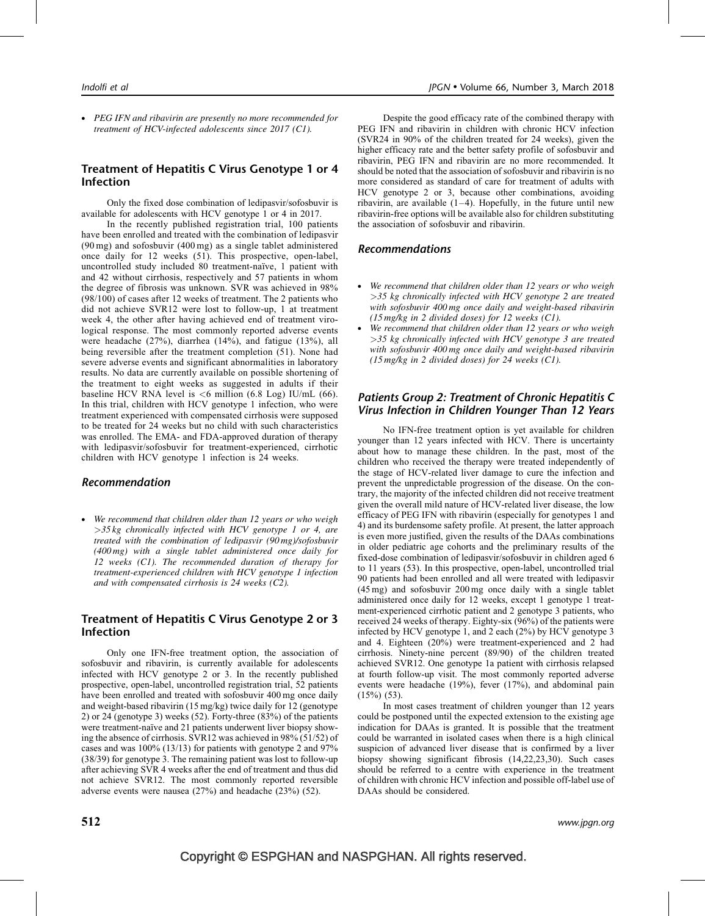- *PEG IFN and ribavirin are presently no more recommended for treatment of HCV-infected adolescents since 2017 (C1).*

## Treatment of Hepatitis C Virus Genotype 1 or 4 Infection

Only the fixed dose combination of ledipasvir/sofosbuvir is available for adolescents with HCV genotype 1 or 4 in 2017.

In the recently published registration trial, 100 patients have been enrolled and treated with the combination of ledipasvir (90 mg) and sofosbuvir (400 mg) as a single tablet administered once daily for 12 weeks (51). This prospective, open-label, uncontrolled study included 80 treatment-naïve, 1 patient with and 42 without cirrhosis, respectively and 57 patients in whom the degree of fibrosis was unknown. SVR was achieved in 98% (98/100) of cases after 12 weeks of treatment. The 2 patients who did not achieve SVR12 were lost to follow-up, 1 at treatment week 4, the other after having achieved end of treatment virological response. The most commonly reported adverse events were headache (27%), diarrhea (14%), and fatigue (13%), all being reversible after the treatment completion (51). None had severe adverse events and significant abnormalities in laboratory results. No data are currently available on possible shortening of the treatment to eight weeks as suggested in adults if their baseline HCV RNA level is <6 million (6.8 Log) IU/mL (66). In this trial, children with HCV genotype 1 infection, who were treatment experienced with compensated cirrhosis were supposed to be treated for 24 weeks but no child with such characteristics was enrolled. The EMA- and FDA-approved duration of therapy with ledipasvir/sofosbuvir for treatment-experienced, cirrhotic children with HCV genotype 1 infection is 24 weeks.

### Recommendation

- *We recommend that children older than 12 years or who weigh >35 kg chronically infected with HCV genotype 1 or 4, are treated with the combination of ledipasvir (90 mg)/sofosbuvir (400 mg) with a single tablet administered once daily for 12 weeks (C1). The recommended duration of therapy for treatment-experienced children with HCV genotype 1 infection and with compensated cirrhosis is 24 weeks (C2).*

## Treatment of Hepatitis C Virus Genotype 2 or 3 Infection

Only one IFN-free treatment option, the association of sofosbuvir and ribavirin, is currently available for adolescents infected with HCV genotype 2 or 3. In the recently published prospective, open-label, uncontrolled registration trial, 52 patients have been enrolled and treated with sofosbuvir 400 mg once daily and weight-based ribavirin (15 mg/kg) twice daily for 12 (genotype 2) or 24 (genotype 3) weeks (52). Forty-three (83%) of the patients were treatment-naïve and 21 patients underwent liver biopsy showing the absence of cirrhosis. SVR12 was achieved in 98% (51/52) of cases and was 100% (13/13) for patients with genotype 2 and 97% (38/39) for genotype 3. The remaining patient was lost to follow-up after achieving SVR 4 weeks after the end of treatment and thus did not achieve SVR12. The most commonly reported reversible adverse events were nausea (27%) and headache (23%) (52).

Despite the good efficacy rate of the combined therapy with PEG IFN and ribavirin in children with chronic HCV infection (SVR24 in 90% of the children treated for 24 weeks), given the higher efficacy rate and the better safety profile of sofosbuvir and ribavirin, PEG IFN and ribavirin are no more recommended. It should be noted that the association of sofosbuvir and ribavirin is no more considered as standard of care for treatment of adults with HCV genotype 2 or 3, because other combinations, avoiding ribavirin, are available (1–4). Hopefully, in the future until new ribavirin-free options will be available also for children substituting the association of sofosbuvir and ribavirin.

### Recommendations

- *We recommend that children older than 12 years or who weigh >35 kg chronically infected with HCV genotype 2 are treated with sofosbuvir 400 mg once daily and weight-based ribavirin (15 mg/kg in 2 divided doses) for 12 weeks (C1).*
- *We recommend that children older than 12 years or who weigh >35 kg chronically infected with HCV genotype 3 are treated with sofosbuvir 400 mg once daily and weight-based ribavirin (15 mg/kg in 2 divided doses) for 24 weeks (C1).*

### Patients Group 2: Treatment of Chronic Hepatitis C Virus Infection in Children Younger Than 12 Years

No IFN-free treatment option is yet available for children younger than 12 years infected with HCV. There is uncertainty about how to manage these children. In the past, most of the children who received the therapy were treated independently of the stage of HCV-related liver damage to cure the infection and prevent the unpredictable progression of the disease. On the contrary, the majority of the infected children did not receive treatment given the overall mild nature of HCV-related liver disease, the low efficacy of PEG IFN with ribavirin (especially for genotypes 1 and 4) and its burdensome safety profile. At present, the latter approach is even more justified, given the results of the DAAs combinations in older pediatric age cohorts and the preliminary results of the fixed-dose combination of ledipasvir/sofosbuvir in children aged 6 to 11 years (53). In this prospective, open-label, uncontrolled trial 90 patients had been enrolled and all were treated with ledipasvir (45 mg) and sofosbuvir 200 mg once daily with a single tablet administered once daily for 12 weeks, except 1 genotype 1 treatment-experienced cirrhotic patient and 2 genotype 3 patients, who received 24 weeks of therapy. Eighty-six (96%) of the patients were infected by HCV genotype 1, and 2 each (2%) by HCV genotype 3 and 4. Eighteen (20%) were treatment-experienced and 2 had cirrhosis. Ninety-nine percent (89/90) of the children treated achieved SVR12. One genotype 1a patient with cirrhosis relapsed at fourth follow-up visit. The most commonly reported adverse events were headache (19%), fever (17%), and abdominal pain (15%) (53).

In most cases treatment of children younger than 12 years could be postponed until the expected extension to the existing age indication for DAAs is granted. It is possible that the treatment could be warranted in isolated cases when there is a high clinical suspicion of advanced liver disease that is confirmed by a liver biopsy showing significant fibrosis (14,22,23,30). Such cases should be referred to a centre with experience in the treatment of children with chronic HCV infection and possible off-label use of DAAs should be considered.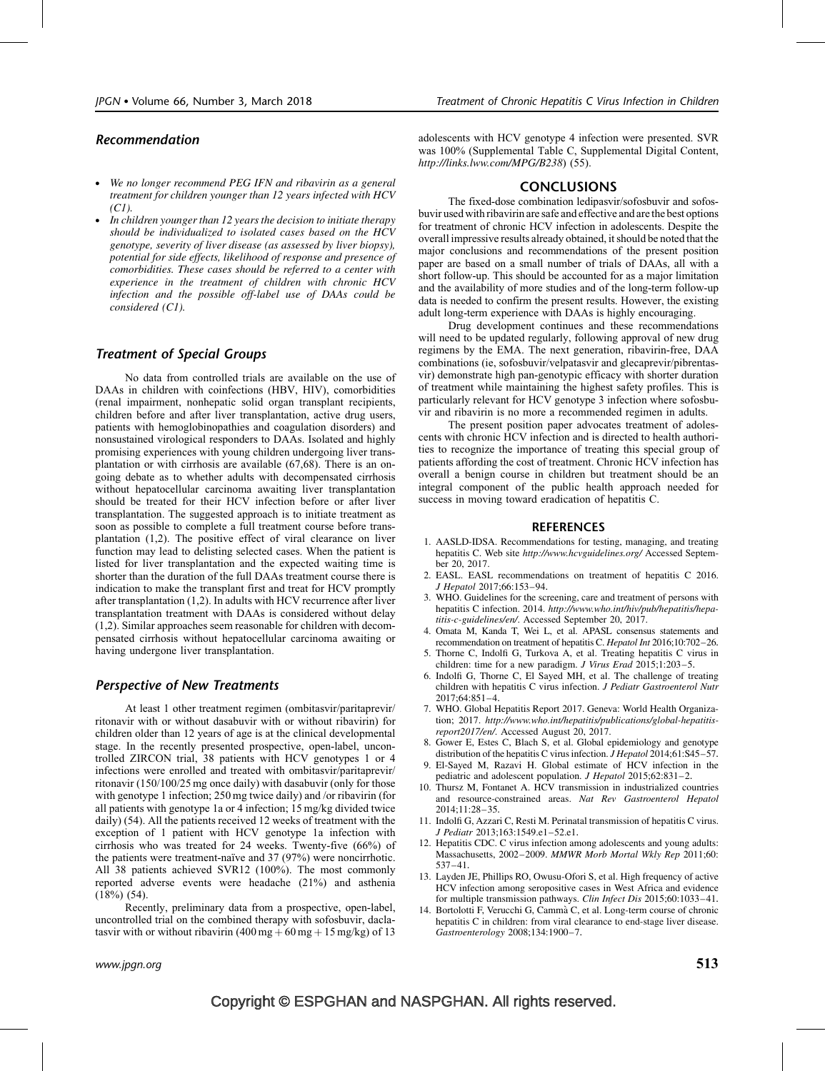### Recommendation

- *We no longer recommend PEG IFN and ribavirin as a general treatment for children younger than 12 years infected with HCV (C1).*
- *In children younger than 12 years the decision to initiate therapy should be individualized to isolated cases based on the HCV genotype, severity of liver disease (as assessed by liver biopsy), potential for side effects, likelihood of response and presence of comorbidities. These cases should be referred to a center with experience in the treatment of children with chronic HCV infection and the possible off-label use of DAAs could be considered (C1).*

### Treatment of Special Groups

No data from controlled trials are available on the use of DAAs in children with coinfections (HBV, HIV), comorbidities (renal impairment, nonhepatic solid organ transplant recipients, children before and after liver transplantation, active drug users, patients with hemoglobinopathies and coagulation disorders) and nonsustained virological responders to DAAs. Isolated and highly promising experiences with young children undergoing liver transplantation or with cirrhosis are available (67,68). There is an ongoing debate as to whether adults with decompensated cirrhosis without hepatocellular carcinoma awaiting liver transplantation should be treated for their HCV infection before or after liver transplantation. The suggested approach is to initiate treatment as soon as possible to complete a full treatment course before transplantation (1,2). The positive effect of viral clearance on liver function may lead to delisting selected cases. When the patient is listed for liver transplantation and the expected waiting time is shorter than the duration of the full DAAs treatment course there is indication to make the transplant first and treat for HCV promptly after transplantation (1,2). In adults with HCV recurrence after liver transplantation treatment with DAAs is considered without delay (1,2). Similar approaches seem reasonable for children with decompensated cirrhosis without hepatocellular carcinoma awaiting or having undergone liver transplantation.

### Perspective of New Treatments

At least 1 other treatment regimen (ombitasvir/paritaprevir/ritonavir with or without dasabuvir with or without ribavirin) for children older than 12 years of age is at the clinical developmental stage. In the recently presented prospective, open-label, uncontrolled ZIRCON trial, 38 patients with HCV genotypes 1 or 4 infections were enrolled and treated with ombitasvir/paritaprevir/ritonavir (150/100/25 mg once daily) with dasabuvir (only for those with genotype 1 infection; 250 mg twice daily) and /or ribavirin (for all patients with genotype 1a or 4 infection; 15 mg/kg divided twice daily) (54). All the patients received 12 weeks of treatment with the exception of 1 patient with HCV genotype 1a infection with cirrhosis who was treated for 24 weeks. Twenty-five (66%) of the patients were treatment-naïve and 37 (97%) were noncirrhotic. All 38 patients achieved SVR12 (100%). The most commonly reported adverse events were headache (21%) and asthenia (18%) (54).

Recently, preliminary data from a prospective, open-label, uncontrolled trial on the combined therapy with sofosbuvir, daclatasvir with or without ribavirin (400 mg + 60 mg + 15 mg/kg) of 13 adolescents with HCV genotype 4 infection were presented. SVR was 100% (Supplemental Table C, Supplemental Digital Content, *http://links.lww.com/MPG/B238*) (55).

## CONCLUSIONS

The fixed-dose combination ledipasvir/sofosbuvir and sofosbuvir used with ribavirin are safe and effective and are the best options for treatment of chronic HCV infection in adolescents. Despite the overall impressive results already obtained, it should be noted that the major conclusions and recommendations of the present position paper are based on a small number of trials of DAAs, all with a short follow-up. This should be accounted for as a major limitation and the availability of more studies and of the long-term follow-up data is needed to confirm the present results. However, the existing adult long-term experience with DAAs is highly encouraging.

Drug development continues and these recommendations will need to be updated regularly, following approval of new drug regimens by the EMA. The next generation, ribavirin-free, DAA combinations (ie, sofosbuvir/velpatasvir and glecaprevir/pibrentasvir) demonstrate high pan-genotypic efficacy with shorter duration of treatment while maintaining the highest safety profiles. This is particularly relevant for HCV genotype 3 infection where sofosbuvir and ribavirin is no more a recommended regimen in adults.

The present position paper advocates treatment of adolescents with chronic HCV infection and is directed to health authorities to recognize the importance of treating this special group of patients affording the cost of treatment. Chronic HCV infection has overall a benign course in children but treatment should be an integral component of the public health approach needed for success in moving toward eradication of hepatitis C.

## REFERENCES

1. AASLD-IDSA. Recommendations for testing, managing, and treating hepatitis C. Web site *http://www.hcvguidelines.org/* Accessed September 20, 2017.
2. EASL. EASL recommendations on treatment of hepatitis C 2016. *J Hepatol* 2017;66:153–94.
3. WHO. Guidelines for the screening, care and treatment of persons with hepatitis C infection. 2014. *http://www.who.int/hiv/pub/hepatitis/hepatitis-c-guidelines/en/*. Accessed September 20, 2017.
4. Omata M, Kanda T, Wei L, et al. APASL consensus statements and recommendation on treatment of hepatitis C. *Hepatol Int* 2016;10:702–26.
5. Thorne C, Indolfi G, Turkova A, et al. Treating hepatitis C virus in children: time for a new paradigm. *J Virus Erad* 2015;1:203–5.
6. Indolfi G, Thorne C, El Sayed MH, et al. The challenge of treating children with hepatitis C virus infection. *J Pediatr Gastroenterol Nutr* 2017;64:851–4.
7. WHO. Global Hepatitis Report 2017. Geneva: World Health Organization; 2017. *http://www.who.int/hepatitis/publications/global-hepatitis-report2017/en/*. Accessed August 20, 2017.
8. Gower E, Estes C, Blach S, et al. Global epidemiology and genotype distribution of the hepatitis C virus infection. *J Hepatol* 2014;61:S45–57.
9. El-Sayed M, Razavi H. Global estimate of HCV infection in the pediatric and adolescent population. *J Hepatol* 2015;62:831–2.
10. Thursz M, Fontanet A. HCV transmission in industrialized countries and resource-constrained areas. *Nat Rev Gastroenterol Hepatol* 2014;11:28–35.
11. Indolfi G, Azzari C, Resti M. Perinatal transmission of hepatitis C virus. *J Pediatr* 2013;163:1549.e1–52.e1.
12. Hepatitis CDC. C virus infection among adolescents and young adults: Massachusetts, 2002–2009. *MMWR Morb Mortal Wkly Rep* 2011;60: 537–41.
13. Layden JE, Phillips RO, Owusu-Ofori S, et al. High frequency of active HCV infection among seropositive cases in West Africa and evidence for multiple transmission pathways. *Clin Infect Dis* 2015;60:1033–41.
14. Bortolotti F, Verucchi G, Cammà C, et al. Long-term course of chronic hepatitis C in children: from viral clearance to end-stage liver disease. *Gastroenterology* 2008;134:1900–7.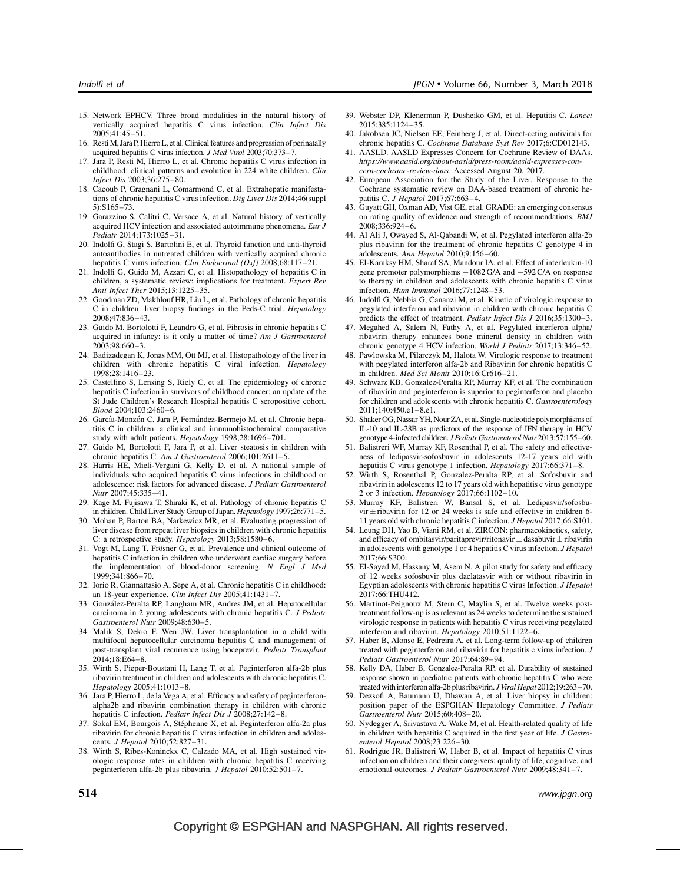15. Network EPHCV. Three broad modalities in the natural history of vertically acquired hepatitis C virus infection. *Clin Infect Dis* 2005;41:45–51.
16. Resti M, Jara P, Hierro L, et al. Clinical features and progression of perinatally acquired hepatitis C virus infection. *J Med Virol* 2003;70:373–7.
17. Jara P, Resti M, Hierro L, et al. Chronic hepatitis C virus infection in childhood: clinical patterns and evolution in 224 white children. *Clin Infect Dis* 2003;36:275–80.
18. Cacoub P, Gragnani L, Comarmond C, et al. Extrahepatic manifestations of chronic hepatitis C virus infection. *Dig Liver Dis* 2014;46(suppl 5):S165–73.
19. Garazzino S, Calitri C, Versace A, et al. Natural history of vertically acquired HCV infection and associated autoimmune phenomena. *Eur J Pediatr* 2014;173:1025–31.
20. Indolfi G, Stagi S, Bartolini E, et al. Thyroid function and anti-thyroid autoantibodies in untreated children with vertically acquired chronic hepatitis C virus infection. *Clin Endocrinol (Oxf)* 2008;68:117–21.
21. Indolfi G, Guido M, Azzari C, et al. Histopathology of hepatitis C in children, a systematic review: implications for treatment. *Expert Rev Anti Infect Ther* 2015;13:1225–35.
22. Goodman ZD, Makhlouf HR, Liu L, et al. Pathology of chronic hepatitis C in children: liver biopsy findings in the Peds-C trial. *Hepatology* 2008;47:836–43.
23. Guido M, Bortolotti F, Leandro G, et al. Fibrosis in chronic hepatitis C acquired in infancy: is it only a matter of time? *Am J Gastroenterol* 2003;98:660–3.
24. Badizadegan K, Jonas MM, Ott MJ, et al. Histopathology of the liver in children with chronic hepatitis C viral infection. *Hepatology* 1998;28:1416–23.
25. Castellino S, Lensing S, Riely C, et al. The epidemiology of chronic hepatitis C infection in survivors of childhood cancer: an update of the St Jude Children's Research Hospital hepatitis C seropositive cohort. *Blood* 2004;103:2460–6.
26. García-Monzón C, Jara P, Fernández-Bermejo M, et al. Chronic hepatitis C in children: a clinical and immunohistochemical comparative study with adult patients. *Hepatology* 1998;28:1696–701.
27. Guido M, Bortolotti F, Jara P, et al. Liver steatosis in children with chronic hepatitis C. *Am J Gastroenterol* 2006;101:2611–5.
28. Harris HE, Mieli-Vergani G, Kelly D, et al. A national sample of individuals who acquired hepatitis C virus infections in childhood or adolescence: risk factors for advanced disease. *J Pediatr Gastroenterol Nutr* 2007;45:335–41.
29. Kage M, Fujisawa T, Shiraki K, et al. Pathology of chronic hepatitis C in children. Child Liver Study Group of Japan. *Hepatology* 1997;26:771–5.
30. Mohan P, Barton BA, Narkewicz MR, et al. Evaluating progression of liver disease from repeat liver biopsies in children with chronic hepatitis C: a retrospective study. *Hepatology* 2013;58:1580–6.
31. Vogt M, Lang T, Frösner G, et al. Prevalence and clinical outcome of hepatitis C infection in children who underwent cardiac surgery before the implementation of blood-donor screening. *N Engl J Med* 1999;341:866–70.
32. Iorio R, Giannattasio A, Sepe A, et al. Chronic hepatitis C in childhood: an 18-year experience. *Clin Infect Dis* 2005;41:1431–7.
33. González-Peralta RP, Langham MR, Andres JM, et al. Hepatocellular carcinoma in 2 young adolescents with chronic hepatitis C. *J Pediatr Gastroenterol Nutr* 2009;48:630–5.
34. Malik S, Dekio F, Wen JW. Liver transplantation in a child with multifocal hepatocellular carcinoma hepatitis C and management of post-transplant viral recurrence using boceprevir. *Pediatr Transplant* 2014;18:E64–8.
35. Wirth S, Pieper-Boustani H, Lang T, et al. Peginterferon alfa-2b plus ribavirin treatment in children and adolescents with chronic hepatitis C. *Hepatology* 2005;41:1013–8.
36. Jara P, Hierro L, de la Vega A, et al. Efficacy and safety of peginterferon-alpha2b and ribavirin combination therapy in children with chronic hepatitis C infection. *Pediatr Infect Dis J* 2008;27:142–8.
37. Sokal EM, Bourgois A, Stéphenne X, et al. Peginterferon alfa-2a plus ribavirin for chronic hepatitis C virus infection in children and adolescents. *J Hepatol* 2010;52:827–31.
38. Wirth S, Ribes-Koninckx C, Calzado MA, et al. High sustained virologic response rates in children with chronic hepatitis C receiving peginterferon alfa-2b plus ribavirin. *J Hepatol* 2010;52:501–7.
39. Webster DP, Klenerman P, Dusheiko GM, et al. Hepatitis C. *Lancet* 2015;385:1124–35.
40. Jakobsen JC, Nielsen EE, Feinberg J, et al. Direct-acting antivirals for chronic hepatitis C. *Cochrane Database Syst Rev* 2017;6:CD012143.
41. AASLD. AASLD Expresses Concern for Cochrane Review of DAAs. *https://www.aasld.org/about-aasld/press-room/aasld-expresses-concern-cochrane-review-daas*. Accessed August 20, 2017.
42. European Association for the Study of the Liver. Response to the Cochrane systematic review on DAA-based treatment of chronic hepatitis C. *J Hepatol* 2017;67:663–4.
43. Guyatt GH, Oxman AD, Vist GE, et al. GRADE: an emerging consensus on rating quality of evidence and strength of recommendations. *BMJ* 2008;336:924–6.
44. Al Ali J, Owayed S, Al-Qabandi W, et al. Pegylated interferon alfa-2b plus ribavirin for the treatment of chronic hepatitis C genotype 4 in adolescents. *Ann Hepatol* 2010;9:156–60.
45. El-Karaksy HM, Sharaf SA, Mandour IA, et al. Effect of interleukin-10 gene promoter polymorphisms −1082 G/A and −592 C/A on response to therapy in children and adolescents with chronic hepatitis C virus infection. *Hum Immunol* 2016;77:1248–53.
46. Indolfi G, Nebbia G, Cananzi M, et al. Kinetic of virologic response to pegylated interferon and ribavirin in children with chronic hepatitis C predicts the effect of treatment. *Pediatr Infect Dis J* 2016;35:1300–3.
47. Megahed A, Salem N, Fathy A, et al. Pegylated interferon alpha/ribavirin therapy enhances bone mineral density in children with chronic genotype 4 HCV infection. *World J Pediatr* 2017;13:346–52.
48. Pawlowska M, Pilarczyk M, Halota W. Virologic response to treatment with pegylated interferon alfa-2b and Ribavirin for chronic hepatitis C in children. *Med Sci Monit* 2010;16:Cr616–21.
49. Schwarz KB, Gonzalez-Peralta RP, Murray KF, et al. The combination of ribavirin and peginterferon is superior to peginterferon and placebo for children and adolescents with chronic hepatitis C. *Gastroenterology* 2011;140:450.e1–8.e1.
50. Shaker OG, Nassar YH, Nour ZA, et al. Single-nucleotide polymorphisms of IL-10 and IL-28B as predictors of the response of IFN therapy in HCV genotype 4-infected children. *J Pediatr Gastroenterol Nutr* 2013;57:155–60.
51. Balistreri WF, Murray KF, Rosenthal P, et al. The safety and effectiveness of ledipasvir-sofosbuvir in adolescents 12-17 years old with hepatitis C virus genotype 1 infection. *Hepatology* 2017;66:371–8.
52. Wirth S, Rosenthal P, Gonzalez-Peralta RP, et al. Sofosbuvir and ribavirin in adolescents 12 to 17 years old with hepatitis c virus genotype 2 or 3 infection. *Hepatology* 2017;66:1102–10.
53. Murray KF, Balistreri W, Bansal S, et al. Ledipasvir/sofosbuvir ± ribavirin for 12 or 24 weeks is safe and effective in children 6-11 years old with chronic hepatitis C infection. *J Hepatol* 2017;66:S101.
54. Leung DH, Yao B, Viani RM, et al. ZIRCON: pharmacokinetics, safety, and efficacy of ombitasvir/paritaprevir/ritonavir ± dasabuvir ± ribavirin in adolescents with genotype 1 or 4 hepatitis C virus infection. *J Hepatol* 2017;66:S300.
55. El-Sayed M, Hassany M, Asem N. A pilot study for safety and efficacy of 12 weeks sofosbuvir plus daclatasvir with or without ribavirin in Egyptian adolescents with chronic hepatitis C virus Infection. *J Hepatol* 2017;66:THU412.
56. Martinot-Peignoux M, Stern C, Maylin S, et al. Twelve weeks posttreatment follow-up is as relevant as 24 weeks to determine the sustained virologic response in patients with hepatitis C virus receiving pegylated interferon and ribavirin. *Hepatology* 2010;51:1122–6.
57. Haber B, Alonso E, Pedreira A, et al. Long-term follow-up of children treated with peginterferon and ribavirin for hepatitis c virus infection. *J Pediatr Gastroenterol Nutr* 2017;64:89–94.
58. Kelly DA, Haber B, Gonzalez-Peralta RP, et al. Durability of sustained response shown in paediatric patients with chronic hepatitis C who were treated with interferon alfa-2b plus ribavirin. *J Viral Hepat* 2012;19:263–70.
59. Dezsofi A, Baumann U, Dhawan A, et al. Liver biopsy in children: position paper of the ESPGHAN Hepatology Committee. *J Pediatr Gastroenterol Nutr* 2015;60:408–20.
60. Nydegger A, Srivastava A, Wake M, et al. Health-related quality of life in children with hepatitis C acquired in the first year of life. *J Gastroenterol Hepatol* 2008;23:226–30.
61. Rodrigue JR, Balistreri W, Haber B, et al. Impact of hepatitis C virus infection on children and their caregivers: quality of life, cognitive, and emotional outcomes. *J Pediatr Gastroenterol Nutr* 2009;48:341–7.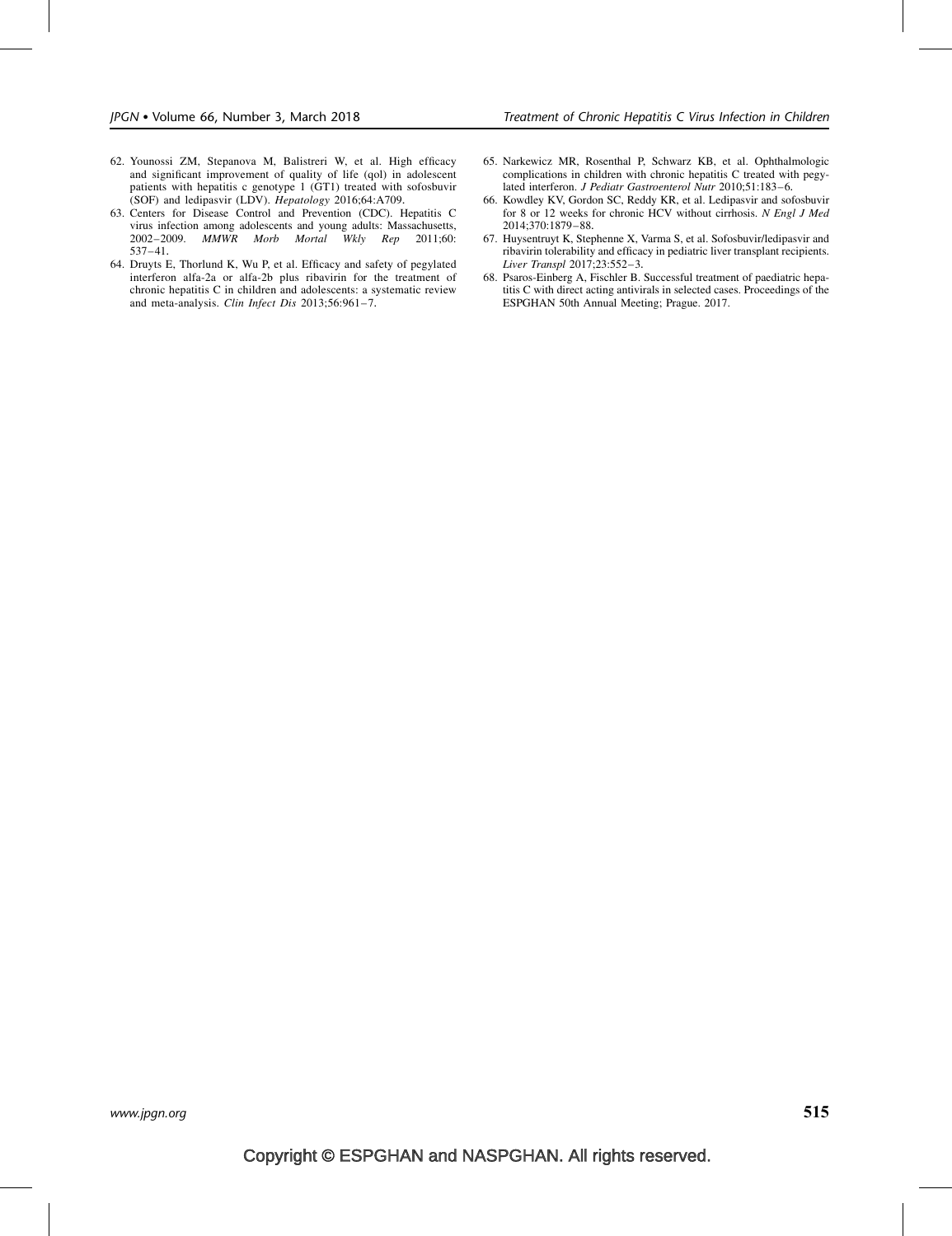62. Younossi ZM, Stepanova M, Balistreri W, et al. High efficacy and significant improvement of quality of life (qol) in adolescent patients with hepatitis c genotype 1 (GT1) treated with sofosbuvir (SOF) and ledipasvir (LDV). *Hepatology* 2016;64:A709.
63. Centers for Disease Control and Prevention (CDC). Hepatitis C virus infection among adolescents and young adults: Massachusetts, 2002–2009. *MMWR Morb Mortal Wkly Rep* 2011;60: 537–41.
64. Druyts E, Thorlund K, Wu P, et al. Efficacy and safety of pegylated interferon alfa-2a or alfa-2b plus ribavirin for the treatment of chronic hepatitis C in children and adolescents: a systematic review and meta-analysis. *Clin Infect Dis* 2013;56:961–7.
65. Narkewicz MR, Rosenthal P, Schwarz KB, et al. Ophthalmologic complications in children with chronic hepatitis C treated with pegylated interferon. *J Pediatr Gastroenterol Nutr* 2010;51:183–6.
66. Kowdley KV, Gordon SC, Reddy KR, et al. Ledipasvir and sofosbuvir for 8 or 12 weeks for chronic HCV without cirrhosis. *N Engl J Med* 2014;370:1879–88.
67. Huysentruyt K, Stephenne X, Varma S, et al. Sofosbuvir/ledipasvir and ribavirin tolerability and efficacy in pediatric liver transplant recipients. *Liver Transpl* 2017;23:552–3.
68. Psaros-Einberg A, Fischler B. Successful treatment of paediatric hepatitis C with direct acting antivirals in selected cases. Proceedings of the ESPGHAN 50th Annual Meeting; Prague. 2017.